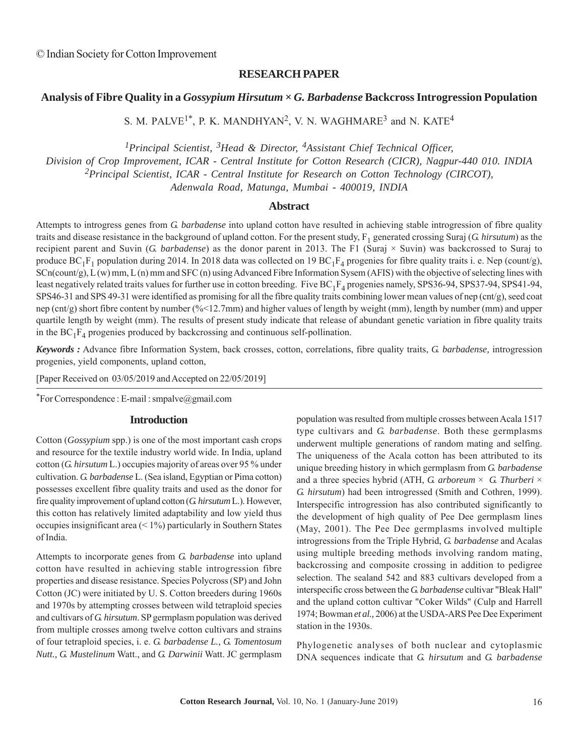© Indian Society for Cotton Improvement

**RESEARCH PAPER**

# Analysis of Fibre Quality in a *Gossypium Hirsutum* × *G. Barbadense* Backcross Introgression Population

S. M. PALVE[1*], P. K. MANDHYAN[2], V. N. WAGHMARE[3] and N. KATE[4]

*[1]Principal Scientist, [3]Head & Director, [4]Assistant Chief Technical Officer,*
*Division of Crop Improvement, ICAR - Central Institute for Cotton Research (CICR), Nagpur-440 010. INDIA*
*[2]Principal Scientist, ICAR - Central Institute for Research on Cotton Technology (CIRCOT),*
*Adenwala Road, Matunga, Mumbai - 400019, INDIA*

## Abstract

Attempts to introgress genes from *G. barbadense* into upland cotton have resulted in achieving stable introgression of fibre quality traits and disease resistance in the background of upland cotton. For the present study, $F_1$ generated crossing Suraj (*G. hirsutum*) as the recipient parent and Suvin (*G. barbadense*) as the donor parent in 2013. The F1 (Suraj × Suvin) was backcrossed to Suraj to produce $BC_1F_1$ population during 2014. In 2018 data was collected on 19 $BC_1F_4$ progenies for fibre quality traits i. e. Nep (count/g), SCn(count/g), L (w) mm, L (n) mm and SFC (n) using Advanced Fibre Information Sysem (AFIS) with the objective of selecting lines with least negatively related traits values for further use in cotton breeding. Five $BC_1F_4$ progenies namely, SPS36-94, SPS37-94, SPS41-94, SPS46-31 and SPS 49-31 were identified as promising for all the fibre quality traits combining lower mean values of nep (cnt/g), seed coat nep (cnt/g) short fibre content by number (%<12.7mm) and higher values of length by weight (mm), length by number (mm) and upper quartile length by weight (mm). The results of present study indicate that release of abundant genetic variation in fibre quality traits in the $BC_1F_4$ progenies produced by backcrossing and continuous self-pollination.

***Keywords :*** Advance fibre Information System, back crosses, cotton, correlations, fibre quality traits, *G. barbadense,* introgression progenies, yield components, upland cotton,

[Paper Received on 03/05/2019 and Accepted on 22/05/2019]

*For Correspondence : E-mail : smpalve@gmail.com

## Introduction

Cotton (*Gossypium* spp.) is one of the most important cash crops and resource for the textile industry world wide. In India, upland cotton (*G. hirsutum* L.) occupies majority of areas over 95 % under cultivation. *G. barbadense* L. (Sea island, Egyptian or Pima cotton) possesses excellent fibre quality traits and used as the donor for fire quality improvement of upland cotton (*G. hirsutum* L.). However, this cotton has relatively limited adaptability and low yield thus occupies insignificant area (< 1%) particularly in Southern States of India.

Attempts to incorporate genes from *G. barbadense* into upland cotton have resulted in achieving stable introgression fibre properties and disease resistance. Species Polycross (SP) and John Cotton (JC) were initiated by U. S. Cotton breeders during 1960s and 1970s by attempting crosses between wild tetraploid species and cultivars of *G. hirsutum*. SP germplasm population was derived from multiple crosses among twelve cotton cultivars and strains of four tetraploid species, i. e. *G. barbadense L., G. Tomentosum Nutt., G. Mustelinum* Watt., and *G. Darwinii* Watt. JC germplasm population was resulted from multiple crosses between Acala 1517 type cultivars and *G. barbadense*. Both these germplasms underwent multiple generations of random mating and selfing. The uniqueness of the Acala cotton has been attributed to its unique breeding history in which germplasm from *G. barbadense* and a three species hybrid (ATH, *G. arboreum* × *G. Thurberi* × *G. hirsutum*) had been introgressed (Smith and Cothren, 1999). Interspecific introgression has also contributed significantly to the development of high quality of Pee Dee germplasm lines (May, 2001). The Pee Dee germplasms involved multiple introgressions from the Triple Hybrid, *G. barbadense* and Acalas using multiple breeding methods involving random mating, backcrossing and composite crossing in addition to pedigree selection. The sealand 542 and 883 cultivars developed from a interspecific cross between the *G. barbadense* cultivar "Bleak Hall" and the upland cotton cultivar "Coker Wilds" (Culp and Harrell 1974; Bowman *et al.,* 2006) at the USDA-ARS Pee Dee Experiment station in the 1930s.

Phylogenetic analyses of both nuclear and cytoplasmic DNA sequences indicate that *G. hirsutum* and *G. barbadense*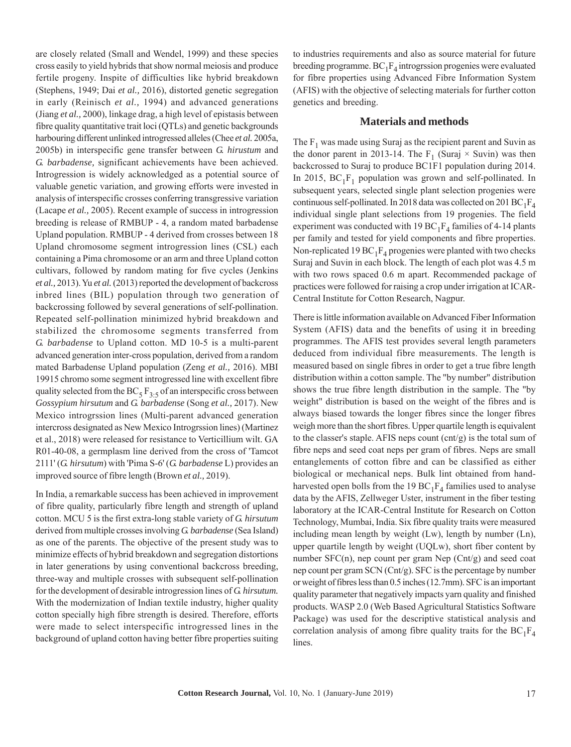are closely related (Small and Wendel, 1999) and these species cross easily to yield hybrids that show normal meiosis and produce fertile progeny. Inspite of difficulties like hybrid breakdown (Stephens, 1949; Dai *et al.,* 2016), distorted genetic segregation in early (Reinisch *et al.,* 1994) and advanced generations (Jiang *et al.,* 2000), linkage drag, a high level of epistasis between fibre quality quantitative trait loci (QTLs) and genetic backgrounds harbouring different unlinked introgressed alleles (Chee *et al.* 2005a, 2005b) in interspecific gene transfer between *G. hirustum* and *G. barbadense,* significant achievements have been achieved. Introgression is widely acknowledged as a potential source of valuable genetic variation, and growing efforts were invested in analysis of interspecific crosses conferring transgressive variation (Lacape *et al.,* 2005). Recent example of success in introgression breeding is release of RMBUP - 4, a random mated barbadense Upland population. RMBUP - 4 derived from crosses between 18 Upland chromosome segment introgression lines (CSL) each containing a Pima chromosome or an arm and three Upland cotton cultivars, followed by random mating for five cycles (Jenkins *et al.,* 2013). Yu *et al.* (2013) reported the development of backcross inbred lines (BIL) population through two generation of backcrossing followed by several generations of self-pollination. Repeated self-pollination minimized hybrid breakdown and stabilized the chromosome segments transferred from *G. barbadense* to Upland cotton. MD 10-5 is a multi-parent advanced generation inter-cross population, derived from a random mated Barbadense Upland population (Zeng *et al.,* 2016). MBI 19915 chromo some segment introgressed line with excellent fibre quality selected from the $BC_5F_{3:5}$ of an interspecific cross between *Gossypium hirsutum* and *G. barbadense* (Song *et al.,* 2017). New Mexico introgrssion lines (Multi-parent advanced generation intercross designated as New Mexico Introgrssion lines) (Martinez et al., 2018) were released for resistance to Verticillium wilt. GA R01-40-08, a germplasm line derived from the cross of 'Tamcot 2111' (*G. hirsutum*) with 'Pima S-6' (*G. barbadense* L) provides an improved source of fibre length (Brown *et al.,* 2019).

In India, a remarkable success has been achieved in improvement of fibre quality, particularly fibre length and strength of upland cotton. MCU 5 is the first extra-long stable variety of *G. hirsutum* derived from multiple crosses involving *G. barbadense* (Sea Island) as one of the parents. The objective of the present study was to minimize effects of hybrid breakdown and segregation distortions in later generations by using conventional backcross breeding, three-way and multiple crosses with subsequent self-pollination for the development of desirable introgression lines of *G. hirsutum.* With the modernization of Indian textile industry, higher quality cotton specially high fibre strength is desired. Therefore, efforts were made to select interspecific introgressed lines in the background of upland cotton having better fibre properties suiting to industries requirements and also as source material for future breeding programme. $BC_1F_4$ introgrssion progenies were evaluated for fibre properties using Advanced Fibre Information System (AFIS) with the objective of selecting materials for further cotton genetics and breeding.

## Materials and methods

The $F_1$ was made using Suraj as the recipient parent and Suvin as the donor parent in 2013-14. The $F_1$ (Suraj × Suvin) was then backcrossed to Suraj to produce BC1F1 population during 2014. In 2015, $BC_1F_1$ population was grown and self-pollinated. In subsequent years, selected single plant selection progenies were continuous self-pollinated. In 2018 data was collected on 201 $BC_1F_4$ individual single plant selections from 19 progenies. The field experiment was conducted with 19 $BC_1F_4$ families of 4-14 plants per family and tested for yield components and fibre properties. Non-replicated 19 $BC_1F_4$ progenies were planted with two checks Suraj and Suvin in each block. The length of each plot was 4.5 m with two rows spaced 0.6 m apart. Recommended package of practices were followed for raising a crop under irrigation at ICAR-Central Institute for Cotton Research, Nagpur.

There is little information available on Advanced Fiber Information System (AFIS) data and the benefits of using it in breeding programmes. The AFIS test provides several length parameters deduced from individual fibre measurements. The length is measured based on single fibres in order to get a true fibre length distribution within a cotton sample. The "by number" distribution shows the true fibre length distribution in the sample. The "by weight" distribution is based on the weight of the fibres and is always biased towards the longer fibres since the longer fibres weigh more than the short fibres. Upper quartile length is equivalent to the classer's staple. AFIS neps count (cnt/g) is the total sum of fibre neps and seed coat neps per gram of fibres. Neps are small entanglements of cotton fibre and can be classified as either biological or mechanical neps. Bulk lint obtained from hand-harvested open bolls from the 19 $BC_1F_4$ families used to analyse data by the AFIS, Zellweger Uster, instrument in the fiber testing laboratory at the ICAR-Central Institute for Research on Cotton Technology, Mumbai, India. Six fibre quality traits were measured including mean length by weight (Lw), length by number (Ln), upper quartile length by weight (UQLw), short fiber content by number SFC(n), nep count per gram Nep (Cnt/g) and seed coat nep count per gram SCN (Cnt/g). SFC is the percentage by number or weight of fibres less than 0.5 inches (12.7mm). SFC is an important quality parameter that negatively impacts yarn quality and finished products. WASP 2.0 (Web Based Agricultural Statistics Software Package) was used for the descriptive statistical analysis and correlation analysis of among fibre quality traits for the $BC_1F_4$ lines.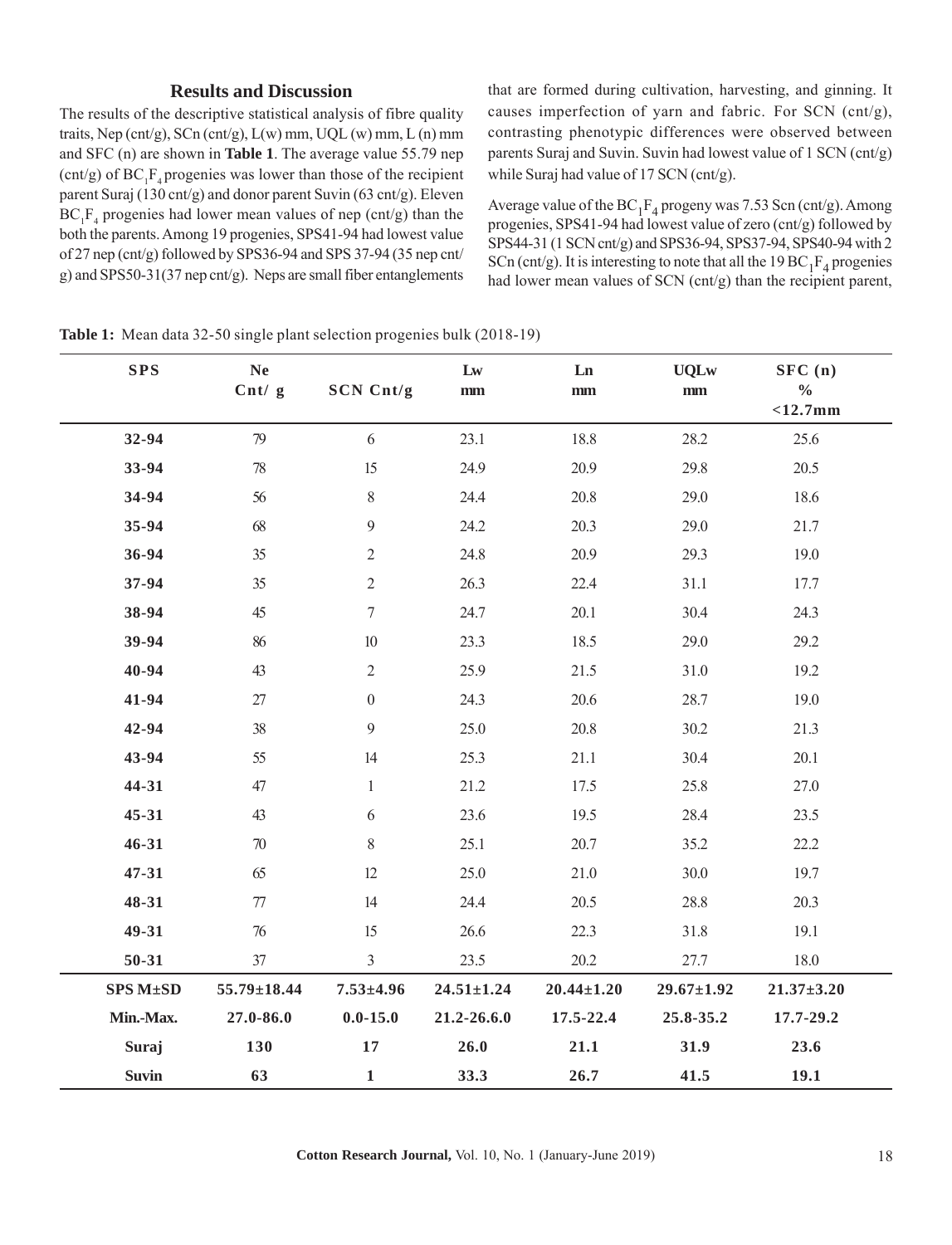## Results and Discussion

The results of the descriptive statistical analysis of fibre quality traits, Nep (cnt/g), SCn (cnt/g), L(w) mm, UQL (w) mm, L (n) mm and SFC (n) are shown in **Table 1**. The average value 55.79 nep (cnt/g) of $BC_1F_4$ progenies was lower than those of the recipient parent Suraj (130 cnt/g) and donor parent Suvin (63 cnt/g). Eleven $BC_1F_4$ progenies had lower mean values of nep (cnt/g) than the both the parents. Among 19 progenies, SPS41-94 had lowest value of 27 nep (cnt/g) followed by SPS36-94 and SPS 37-94 (35 nep cnt/g) and SPS50-31(37 nep cnt/g). Neps are small fiber entanglements that are formed during cultivation, harvesting, and ginning. It causes imperfection of yarn and fabric. For SCN (cnt/g), contrasting phenotypic differences were observed between parents Suraj and Suvin. Suvin had lowest value of 1 SCN (cnt/g) while Suraj had value of 17 SCN (cnt/g).

Average value of the $BC_1F_4$ progeny was 7.53 Scn (cnt/g). Among progenies, SPS41-94 had lowest value of zero (cnt/g) followed by SPS44-31 (1 SCN cnt/g) and SPS36-94, SPS37-94, SPS40-94 with 2 SCn (cnt/g). It is interesting to note that all the 19 $BC_1F_4$ progenies had lower mean values of SCN (cnt/g) than the recipient parent,

**Table 1:** Mean data 32-50 single plant selection progenies bulk (2018-19)

| SPS | Ne Cnt/ g | SCN Cnt/g | Lw mm | Ln mm | UQLw mm | SFC (n) % <12.7mm |
|---|---|---|---|---|---|---|
| 32-94 | 79 | 6 | 23.1 | 18.8 | 28.2 | 25.6 |
| 33-94 | 78 | 15 | 24.9 | 20.9 | 29.8 | 20.5 |
| 34-94 | 56 | 8 | 24.4 | 20.8 | 29.0 | 18.6 |
| 35-94 | 68 | 9 | 24.2 | 20.3 | 29.0 | 21.7 |
| 36-94 | 35 | 2 | 24.8 | 20.9 | 29.3 | 19.0 |
| 37-94 | 35 | 2 | 26.3 | 22.4 | 31.1 | 17.7 |
| 38-94 | 45 | 7 | 24.7 | 20.1 | 30.4 | 24.3 |
| 39-94 | 86 | 10 | 23.3 | 18.5 | 29.0 | 29.2 |
| 40-94 | 43 | 2 | 25.9 | 21.5 | 31.0 | 19.2 |
| 41-94 | 27 | 0 | 24.3 | 20.6 | 28.7 | 19.0 |
| 42-94 | 38 | 9 | 25.0 | 20.8 | 30.2 | 21.3 |
| 43-94 | 55 | 14 | 25.3 | 21.1 | 30.4 | 20.1 |
| 44-31 | 47 | 1 | 21.2 | 17.5 | 25.8 | 27.0 |
| 45-31 | 43 | 6 | 23.6 | 19.5 | 28.4 | 23.5 |
| 46-31 | 70 | 8 | 25.1 | 20.7 | 35.2 | 22.2 |
| 47-31 | 65 | 12 | 25.0 | 21.0 | 30.0 | 19.7 |
| 48-31 | 77 | 14 | 24.4 | 20.5 | 28.8 | 20.3 |
| 49-31 | 76 | 15 | 26.6 | 22.3 | 31.8 | 19.1 |
| 50-31 | 37 | 3 | 23.5 | 20.2 | 27.7 | 18.0 |
| **SPS M±SD** | **55.79±18.44** | **7.53±4.96** | **24.51±1.24** | **20.44±1.20** | **29.67±1.92** | **21.37±3.20** |
| **Min.-Max.** | **27.0-86.0** | **0.0-15.0** | **21.2-26.6.0** | **17.5-22.4** | **25.8-35.2** | **17.7-29.2** |
| **Suraj** | **130** | **17** | **26.0** | **21.1** | **31.9** | **23.6** |
| **Suvin** | **63** | **1** | **33.3** | **26.7** | **41.5** | **19.1** |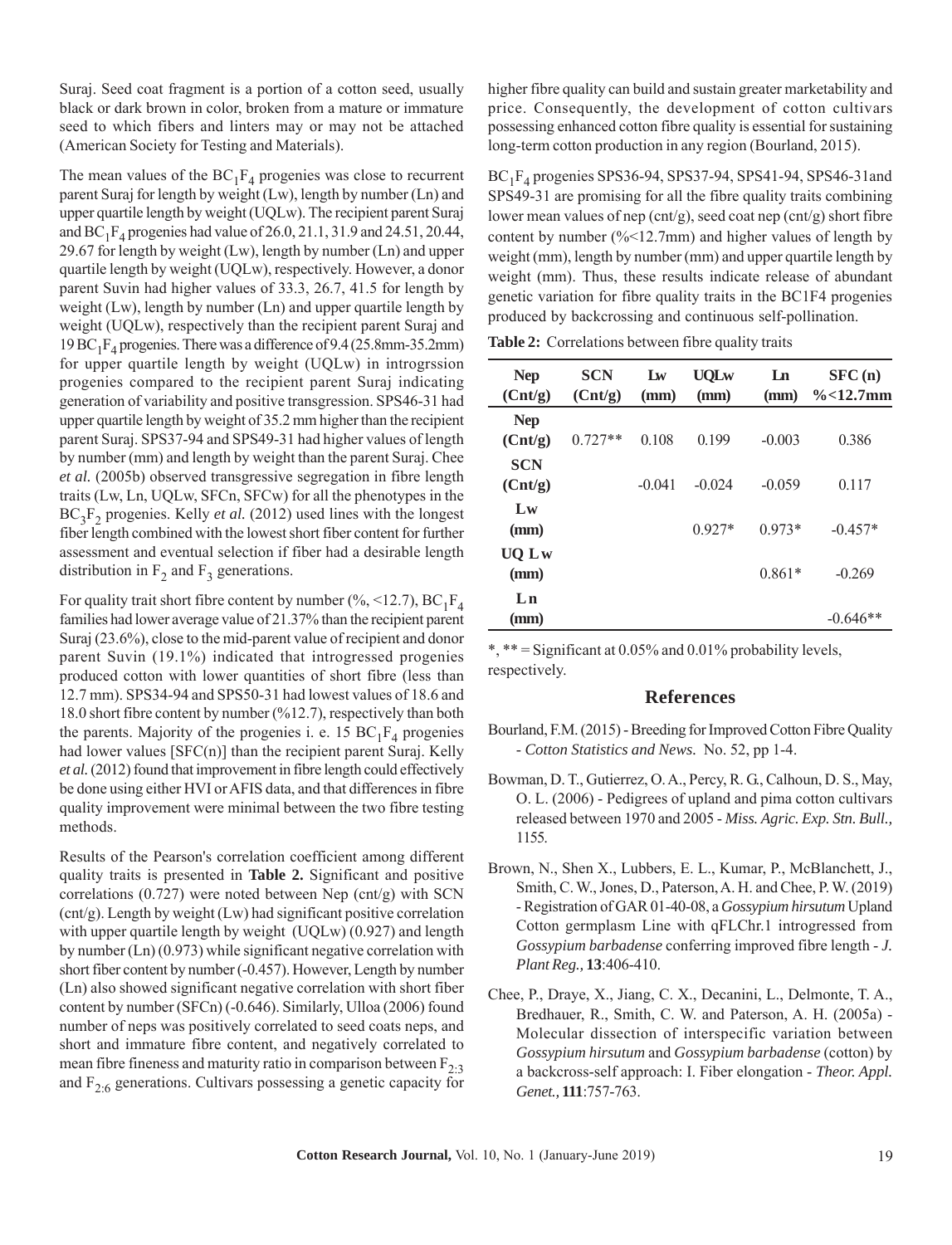Suraj. Seed coat fragment is a portion of a cotton seed, usually black or dark brown in color, broken from a mature or immature seed to which fibers and linters may or may not be attached (American Society for Testing and Materials).

The mean values of the $BC_1F_4$ progenies was close to recurrent parent Suraj for length by weight (Lw), length by number (Ln) and upper quartile length by weight (UQLw). The recipient parent Suraj and $BC_1F_4$ progenies had value of 26.0, 21.1, 31.9 and 24.51, 20.44, 29.67 for length by weight (Lw), length by number (Ln) and upper quartile length by weight (UQLw), respectively. However, a donor parent Suvin had higher values of 33.3, 26.7, 41.5 for length by weight (Lw), length by number (Ln) and upper quartile length by weight (UQLw), respectively than the recipient parent Suraj and 19 $BC_1F_4$ progenies. There was a difference of 9.4 (25.8mm-35.2mm) for upper quartile length by weight (UQLw) in introgrssion progenies compared to the recipient parent Suraj indicating generation of variability and positive transgression. SPS46-31 had upper quartile length by weight of 35.2 mm higher than the recipient parent Suraj. SPS37-94 and SPS49-31 had higher values of length by number (mm) and length by weight than the parent Suraj. Chee *et al.* (2005b) observed transgressive segregation in fibre length traits (Lw, Ln, UQLw, SFCn, SFCw) for all the phenotypes in the $BC_3F_2$ progenies. Kelly *et al.* (2012) used lines with the longest fiber length combined with the lowest short fiber content for further assessment and eventual selection if fiber had a desirable length distribution in $F_2$ and $F_3$ generations.

For quality trait short fibre content by number (%, <12.7), $BC_1F_4$ families had lower average value of 21.37% than the recipient parent Suraj (23.6%), close to the mid-parent value of recipient and donor parent Suvin (19.1%) indicated that introgressed progenies produced cotton with lower quantities of short fibre (less than 12.7 mm). SPS34-94 and SPS50-31 had lowest values of 18.6 and 18.0 short fibre content by number (%12.7), respectively than both the parents. Majority of the progenies i. e. 15 $BC_1F_4$ progenies had lower values [SFC(n)] than the recipient parent Suraj. Kelly *et al.* (2012) found that improvement in fibre length could effectively be done using either HVI or AFIS data, and that differences in fibre quality improvement were minimal between the two fibre testing methods.

Results of the Pearson's correlation coefficient among different quality traits is presented in **Table 2.** Significant and positive correlations (0.727) were noted between Nep (cnt/g) with SCN (cnt/g). Length by weight (Lw) had significant positive correlation with upper quartile length by weight (UQLw) (0.927) and length by number (Ln) (0.973) while significant negative correlation with short fiber content by number (-0.457). However, Length by number (Ln) also showed significant negative correlation with short fiber content by number (SFCn) (-0.646). Similarly, Ulloa (2006) found number of neps was positively correlated to seed coats neps, and short and immature fibre content, and negatively correlated to mean fibre fineness and maturity ratio in comparison between $F_{2:3}$ and $F_{2:6}$ generations. Cultivars possessing a genetic capacity for higher fibre quality can build and sustain greater marketability and price. Consequently, the development of cotton cultivars possessing enhanced cotton fibre quality is essential for sustaining long-term cotton production in any region (Bourland, 2015).

$BC_1F_4$ progenies SPS36-94, SPS37-94, SPS41-94, SPS46-31and SPS49-31 are promising for all the fibre quality traits combining lower mean values of nep (cnt/g), seed coat nep (cnt/g) short fibre content by number (%<12.7mm) and higher values of length by weight (mm), length by number (mm) and upper quartile length by weight (mm). Thus, these results indicate release of abundant genetic variation for fibre quality traits in the BC1F4 progenies produced by backcrossing and continuous self-pollination.

**Table 2:** Correlations between fibre quality traits

| Nep (Cnt/g) | SCN (Cnt/g) | Lw (mm) | UQLw (mm) | Ln (mm) | SFC (n) %<12.7mm |
|---|---|---|---|---|---|
| **Nep (Cnt/g)** | 0.727** | 0.108 | 0.199 | -0.003 | 0.386 |
| **SCN (Cnt/g)** | | -0.041 | -0.024 | -0.059 | 0.117 |
| **Lw (mm)** | | | 0.927* | 0.973* | -0.457* |
| **UQ Lw (mm)** | | | | 0.861* | -0.269 |
| **Ln (mm)** | | | | | -0.646** |

*, ** = Significant at 0.05% and 0.01% probability levels, respectively.

## References

Bourland, F.M. (2015) - Breeding for Improved Cotton Fibre Quality - *Cotton Statistics and News.* No. 52, pp 1-4.

Bowman, D. T., Gutierrez, O. A., Percy, R. G., Calhoun, D. S., May, O. L. (2006) - Pedigrees of upland and pima cotton cultivars released between 1970 and 2005 - *Miss. Agric. Exp. Stn. Bull.,* 1155.

Brown, N., Shen X., Lubbers, E. L., Kumar, P., McBlanchett, J., Smith, C. W., Jones, D., Paterson, A. H. and Chee, P. W. (2019) - Registration of GAR 01-40-08, a *Gossypium hirsutum* Upland Cotton germplasm Line with qFLChr.1 introgressed from *Gossypium barbadense* conferring improved fibre length - *J. Plant Reg.,* **13**:406-410.

Chee, P., Draye, X., Jiang, C. X., Decanini, L., Delmonte, T. A., Bredhauer, R., Smith, C. W. and Paterson, A. H. (2005a) - Molecular dissection of interspecific variation between *Gossypium hirsutum* and *Gossypium barbadense* (cotton) by a backcross-self approach: I. Fiber elongation - *Theor. Appl. Genet.,* **111**:757-763.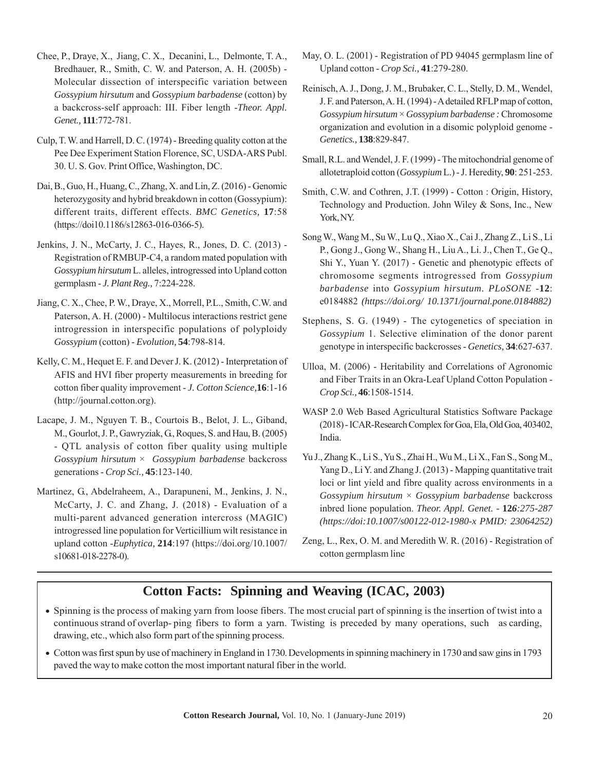Chee, P., Draye, X., Jiang, C. X., Decanini, L., Delmonte, T. A., Bredhauer, R., Smith, C. W. and Paterson, A. H. (2005b) - Molecular dissection of interspecific variation between *Gossypium hirsutum* and *Gossypium barbadense* (cotton) by a backcross-self approach: III. Fiber length -*Theor. Appl. Genet.,* **111**:772-781.

Culp, T. W. and Harrell, D. C. (1974) - Breeding quality cotton at the Pee Dee Experiment Station Florence, SC, USDA-ARS Publ. 30. U. S. Gov. Print Office, Washington, DC.

Dai, B., Guo, H., Huang, C., Zhang, X. and Lin, Z. (2016) - Genomic heterozygosity and hybrid breakdown in cotton (Gossypium): different traits, different effects. *BMC Genetics,* **17**:58 (https://doi10.1186/s12863-016-0366-5).

Jenkins, J. N., McCarty, J. C., Hayes, R., Jones, D. C. (2013) - Registration of RMBUP-C4, a random mated population with *Gossypium hirsutum* L. alleles, introgressed into Upland cotton germplasm - *J. Plant Reg.,* 7:224-228.

Jiang, C. X., Chee, P. W., Draye, X., Morrell, P.L., Smith, C.W. and Paterson, A. H. (2000) - Multilocus interactions restrict gene introgression in interspecific populations of polyploidy *Gossypium* (cotton) - *Evolution,* **54**:798-814.

Kelly, C. M., Hequet E. F. and Dever J. K. (2012) - Interpretation of AFIS and HVI fiber property measurements in breeding for cotton fiber quality improvement - *J. Cotton Science,***16**:1-16 (http://journal.cotton.org).

Lacape, J. M., Nguyen T. B., Courtois B., Belot, J. L., Giband, M., Gourlot, J. P., Gawryziak, G., Roques, S. and Hau, B. (2005) - QTL analysis of cotton fiber quality using multiple *Gossypium hirsutum* × *Gossypium barbadense* backcross generations - *Crop Sci.,* **45**:123-140.

Martinez, G., Abdelraheem, A., Darapuneni, M., Jenkins, J. N., McCarty, J. C. and Zhang, J. (2018) - Evaluation of a multi-parent advanced generation intercross (MAGIC) introgressed line population for Verticillium wilt resistance in upland cotton -*Euphytica,* **214**:197 (https://doi.org/10.1007/s10681-018-2278-0).

May, O. L. (2001) - Registration of PD 94045 germplasm line of Upland cotton - *Crop Sci.,* **41**:279-280.

Reinisch, A. J., Dong, J. M., Brubaker, C. L., Stelly, D. M., Wendel, J. F. and Paterson, A. H. (1994) - A detailed RFLP map of cotton, *Gossypium hirsutum* × *Gossypium barbadense :* Chromosome organization and evolution in a disomic polyploid genome - *Genetics.,* **138**:829-847.

Small, R.L. and Wendel, J. F. (1999) - The mitochondrial genome of allotetraploid cotton (*Gossypium* L.) - J. Heredity, **90**: 251-253.

Smith, C.W. and Cothren, J.T. (1999) - Cotton : Origin, History, Technology and Production. John Wiley & Sons, Inc., New York, NY.

Song W., Wang M., Su W., Lu Q., Xiao X., Cai J., Zhang Z., Li S., Li P., Gong J., Gong W., Shang H., Liu A., Li. J., Chen T., Ge Q., Shi Y., Yuan Y. (2017) - Genetic and phenotypic effects of chromosome segments introgressed from *Gossypium barbadense* into *Gossypium hirsutum. PLoSONE* -**12**: e0184882 *(https://doi.org/ 10.1371/journal.pone.0184882)*

Stephens, S. G. (1949) - The cytogenetics of speciation in *Gossypium* 1. Selective elimination of the donor parent genotype in interspecific backcrosses - *Genetics,* **34**:627-637.

Ulloa, M. (2006) - Heritability and Correlations of Agronomic and Fiber Traits in an Okra-Leaf Upland Cotton Population - *Crop Sci.,* **46**:1508-1514.

WASP 2.0 Web Based Agricultural Statistics Software Package (2018) - ICAR-Research Complex for Goa, Ela, Old Goa, 403402, India.

Yu J., Zhang K., Li S., Yu S., Zhai H., Wu M., Li X., Fan S., Song M., Yang D., Li Y. and Zhang J. (2013) - Mapping quantitative trait loci or lint yield and fibre quality across environments in a *Gossypium hirsutum* × *Gossypium barbadense* backcross inbred lione population. *Theor. Appl. Genet.* - **126***:275-287 (https://doi:10.1007/s00122-012-1980-x PMID: 23064252)*

Zeng, L., Rex, O. M. and Meredith W. R. (2016) - Registration of cotton germplasm line

## Cotton Facts: Spinning and Weaving (ICAC, 2003)

- Spinning is the process of making yarn from loose fibers. The most crucial part of spinning is the insertion of twist into a continuous strand of overlap- ping fibers to form a yarn. Twisting is preceded by many operations, such as carding, drawing, etc., which also form part of the spinning process.
- Cotton was first spun by use of machinery in England in 1730. Developments in spinning machinery in 1730 and saw gins in 1793 paved the way to make cotton the most important natural fiber in the world.